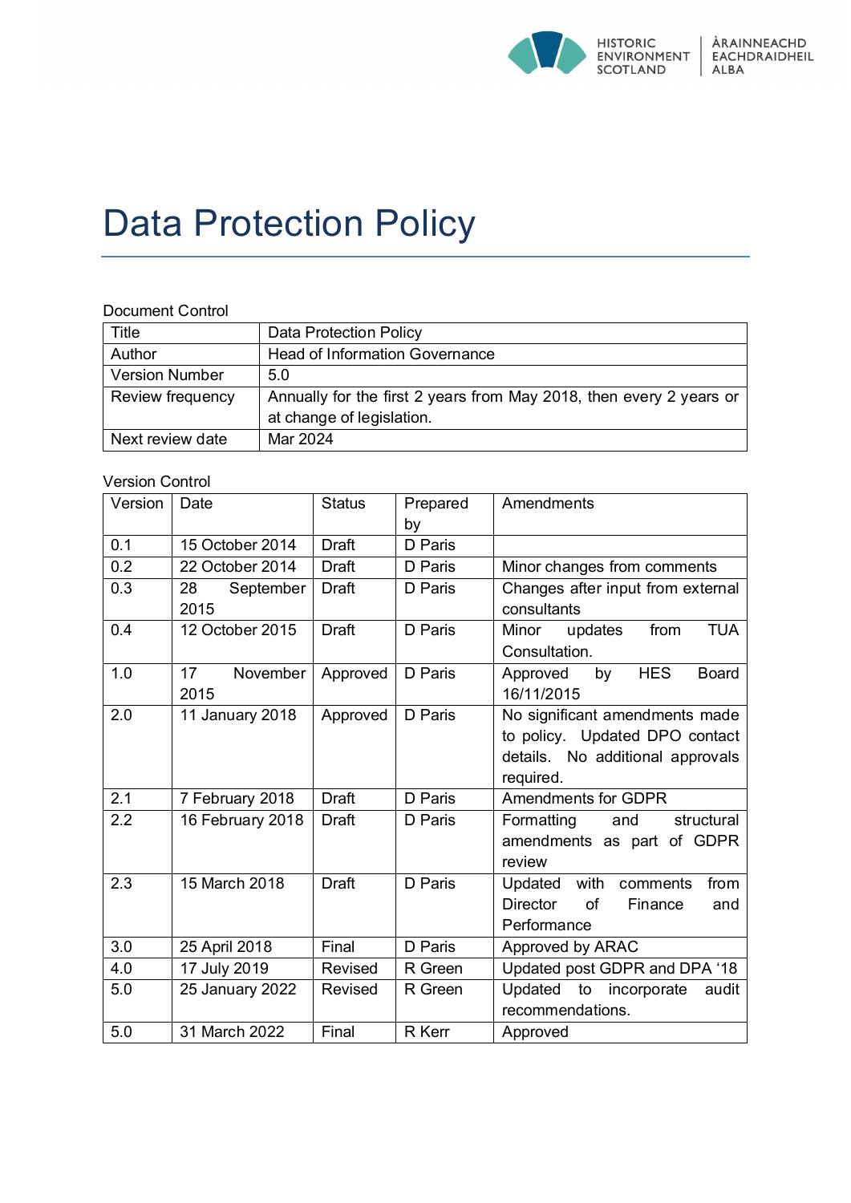# Data Protection Policy

Document Control

| Title | Data Protection Policy |
|---|---|
| Author | Head of Information Governance |
| Version Number | 5.0 |
| Review frequency | Annually for the first 2 years from May 2018, then every 2 years or at change of legislation. |
| Next review date | Mar 2024 |

Version Control

| Version | Date | Status | Prepared by | Amendments |
|---|---|---|---|---|
| 0.1 | 15 October 2014 | Draft | D Paris | |
| 0.2 | 22 October 2014 | Draft | D Paris | Minor changes from comments |
| 0.3 | 28 September 2015 | Draft | D Paris | Changes after input from external consultants |
| 0.4 | 12 October 2015 | Draft | D Paris | Minor updates from TUA Consultation. |
| 1.0 | 17 November 2015 | Approved | D Paris | Approved by HES Board 16/11/2015 |
| 2.0 | 11 January 2018 | Approved | D Paris | No significant amendments made to policy. Updated DPO contact details. No additional approvals required. |
| 2.1 | 7 February 2018 | Draft | D Paris | Amendments for GDPR |
| 2.2 | 16 February 2018 | Draft | D Paris | Formatting and structural amendments as part of GDPR review |
| 2.3 | 15 March 2018 | Draft | D Paris | Updated with comments from Director of Finance and Performance |
| 3.0 | 25 April 2018 | Final | D Paris | Approved by ARAC |
| 4.0 | 17 July 2019 | Revised | R Green | Updated post GDPR and DPA '18 |
| 5.0 | 25 January 2022 | Revised | R Green | Updated to incorporate audit recommendations. |
| 5.0 | 31 March 2022 | Final | R Kerr | Approved |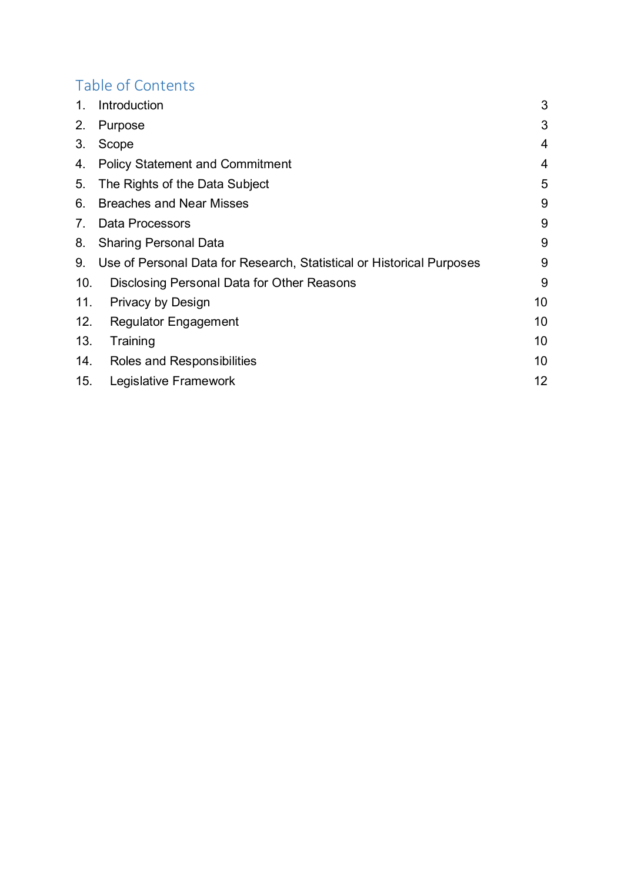## Table of Contents

| | | |
|---|---|---|
| 1. | Introduction | 3 |
| 2. | Purpose | 3 |
| 3. | Scope | 4 |
| 4. | Policy Statement and Commitment | 4 |
| 5. | The Rights of the Data Subject | 5 |
| 6. | Breaches and Near Misses | 9 |
| 7. | Data Processors | 9 |
| 8. | Sharing Personal Data | 9 |
| 9. | Use of Personal Data for Research, Statistical or Historical Purposes | 9 |
| 10. | Disclosing Personal Data for Other Reasons | 9 |
| 11. | Privacy by Design | 10 |
| 12. | Regulator Engagement | 10 |
| 13. | Training | 10 |
| 14. | Roles and Responsibilities | 10 |
| 15. | Legislative Framework | 12 |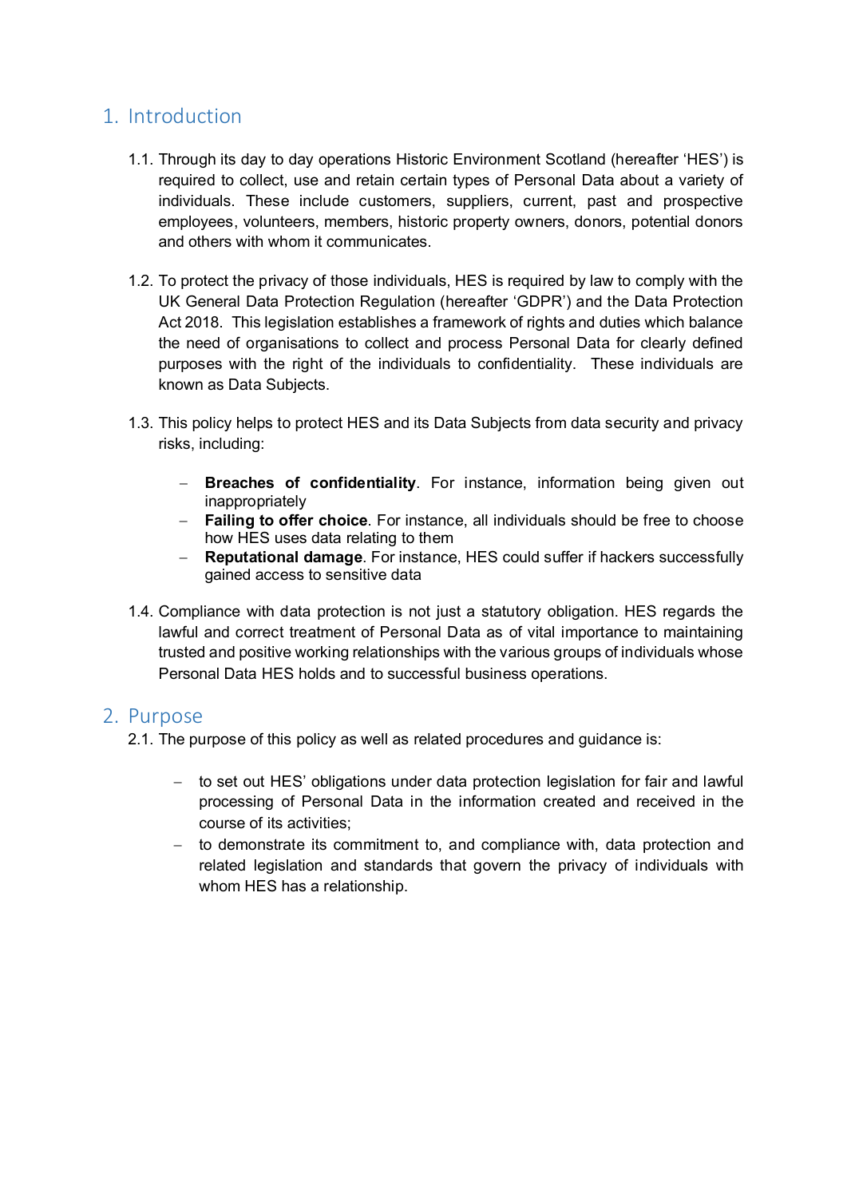# 1. Introduction

1.1. Through its day to day operations Historic Environment Scotland (hereafter 'HES') is required to collect, use and retain certain types of Personal Data about a variety of individuals. These include customers, suppliers, current, past and prospective employees, volunteers, members, historic property owners, donors, potential donors and others with whom it communicates.

1.2. To protect the privacy of those individuals, HES is required by law to comply with the UK General Data Protection Regulation (hereafter 'GDPR') and the Data Protection Act 2018. This legislation establishes a framework of rights and duties which balance the need of organisations to collect and process Personal Data for clearly defined purposes with the right of the individuals to confidentiality. These individuals are known as Data Subjects.

1.3. This policy helps to protect HES and its Data Subjects from data security and privacy risks, including:

- **Breaches of confidentiality**. For instance, information being given out inappropriately
- **Failing to offer choice**. For instance, all individuals should be free to choose how HES uses data relating to them
- **Reputational damage**. For instance, HES could suffer if hackers successfully gained access to sensitive data

1.4. Compliance with data protection is not just a statutory obligation. HES regards the lawful and correct treatment of Personal Data as of vital importance to maintaining trusted and positive working relationships with the various groups of individuals whose Personal Data HES holds and to successful business operations.

# 2. Purpose

2.1. The purpose of this policy as well as related procedures and guidance is:

- to set out HES' obligations under data protection legislation for fair and lawful processing of Personal Data in the information created and received in the course of its activities;
- to demonstrate its commitment to, and compliance with, data protection and related legislation and standards that govern the privacy of individuals with whom HES has a relationship.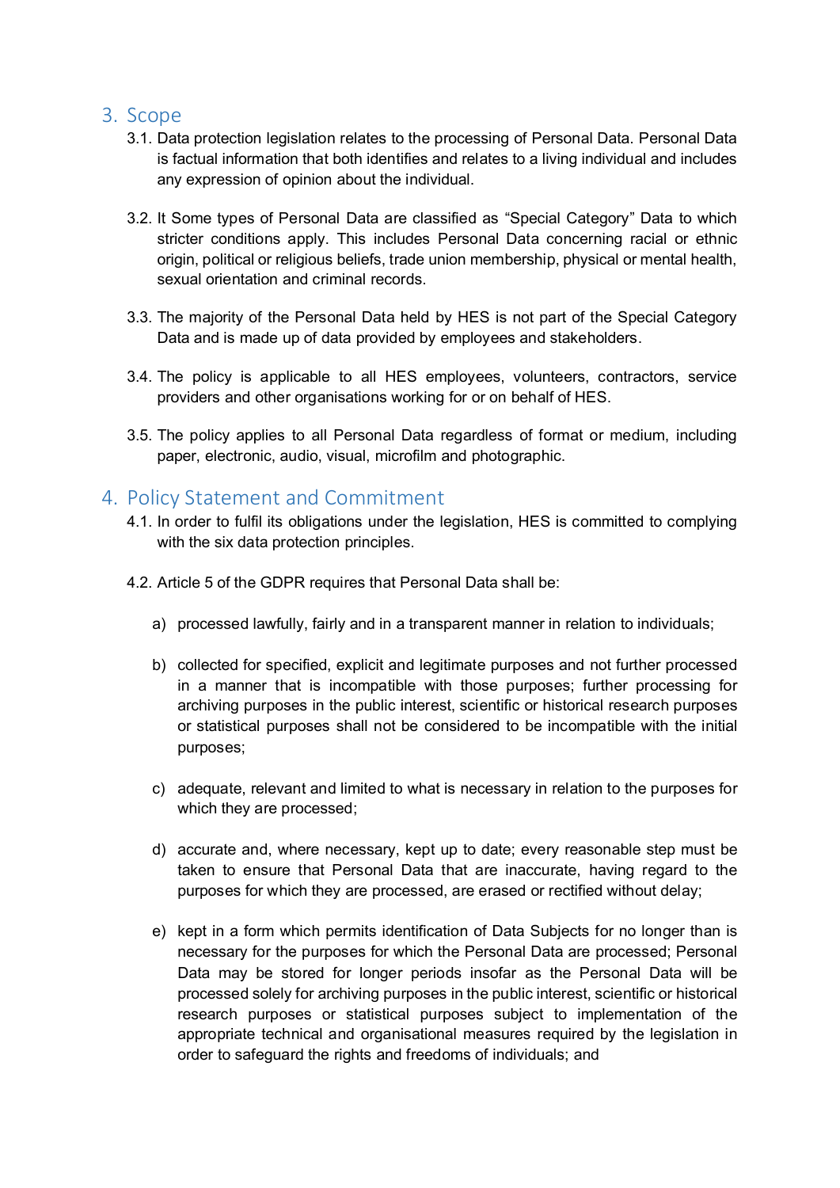## 3. Scope

3.1. Data protection legislation relates to the processing of Personal Data. Personal Data is factual information that both identifies and relates to a living individual and includes any expression of opinion about the individual.

3.2. It Some types of Personal Data are classified as "Special Category" Data to which stricter conditions apply. This includes Personal Data concerning racial or ethnic origin, political or religious beliefs, trade union membership, physical or mental health, sexual orientation and criminal records.

3.3. The majority of the Personal Data held by HES is not part of the Special Category Data and is made up of data provided by employees and stakeholders.

3.4. The policy is applicable to all HES employees, volunteers, contractors, service providers and other organisations working for or on behalf of HES.

3.5. The policy applies to all Personal Data regardless of format or medium, including paper, electronic, audio, visual, microfilm and photographic.

## 4. Policy Statement and Commitment

4.1. In order to fulfil its obligations under the legislation, HES is committed to complying with the six data protection principles.

4.2. Article 5 of the GDPR requires that Personal Data shall be:

a) processed lawfully, fairly and in a transparent manner in relation to individuals;

b) collected for specified, explicit and legitimate purposes and not further processed in a manner that is incompatible with those purposes; further processing for archiving purposes in the public interest, scientific or historical research purposes or statistical purposes shall not be considered to be incompatible with the initial purposes;

c) adequate, relevant and limited to what is necessary in relation to the purposes for which they are processed;

d) accurate and, where necessary, kept up to date; every reasonable step must be taken to ensure that Personal Data that are inaccurate, having regard to the purposes for which they are processed, are erased or rectified without delay;

e) kept in a form which permits identification of Data Subjects for no longer than is necessary for the purposes for which the Personal Data are processed; Personal Data may be stored for longer periods insofar as the Personal Data will be processed solely for archiving purposes in the public interest, scientific or historical research purposes or statistical purposes subject to implementation of the appropriate technical and organisational measures required by the legislation in order to safeguard the rights and freedoms of individuals; and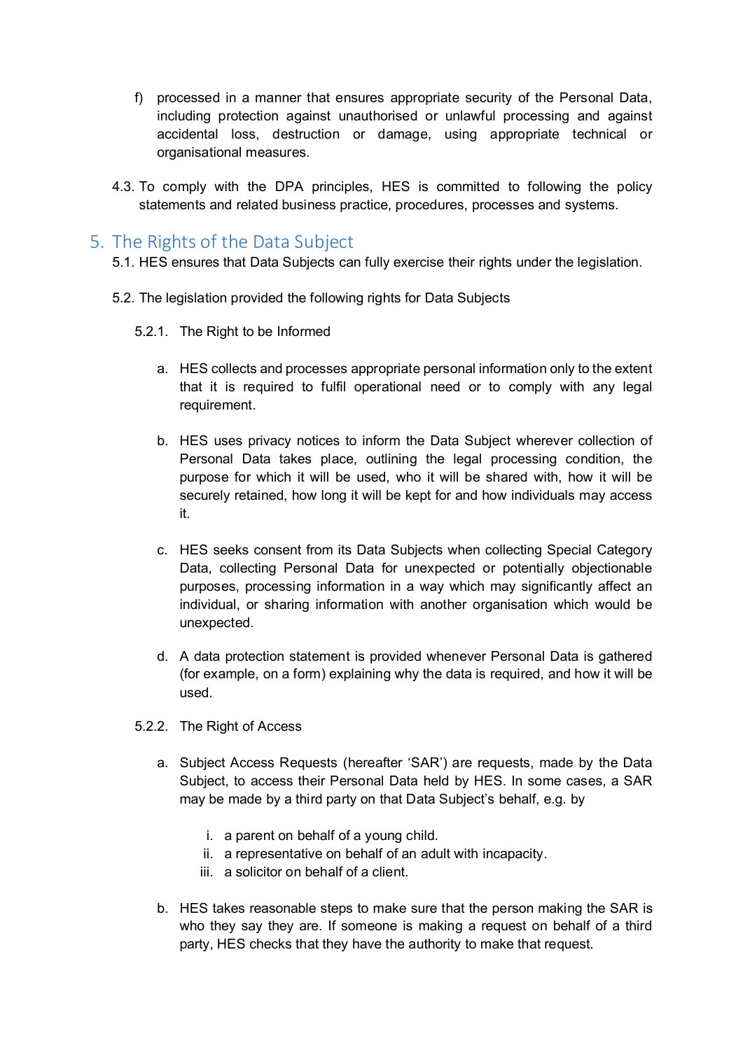f) processed in a manner that ensures appropriate security of the Personal Data, including protection against unauthorised or unlawful processing and against accidental loss, destruction or damage, using appropriate technical or organisational measures.

4.3. To comply with the DPA principles, HES is committed to following the policy statements and related business practice, procedures, processes and systems.

## 5. The Rights of the Data Subject

5.1. HES ensures that Data Subjects can fully exercise their rights under the legislation.

5.2. The legislation provided the following rights for Data Subjects

5.2.1. The Right to be Informed

a. HES collects and processes appropriate personal information only to the extent that it is required to fulfil operational need or to comply with any legal requirement.

b. HES uses privacy notices to inform the Data Subject wherever collection of Personal Data takes place, outlining the legal processing condition, the purpose for which it will be used, who it will be shared with, how it will be securely retained, how long it will be kept for and how individuals may access it.

c. HES seeks consent from its Data Subjects when collecting Special Category Data, collecting Personal Data for unexpected or potentially objectionable purposes, processing information in a way which may significantly affect an individual, or sharing information with another organisation which would be unexpected.

d. A data protection statement is provided whenever Personal Data is gathered (for example, on a form) explaining why the data is required, and how it will be used.

5.2.2. The Right of Access

a. Subject Access Requests (hereafter 'SAR') are requests, made by the Data Subject, to access their Personal Data held by HES. In some cases, a SAR may be made by a third party on that Data Subject's behalf, e.g. by

i. a parent on behalf of a young child.
ii. a representative on behalf of an adult with incapacity.
iii. a solicitor on behalf of a client.

b. HES takes reasonable steps to make sure that the person making the SAR is who they say they are. If someone is making a request on behalf of a third party, HES checks that they have the authority to make that request.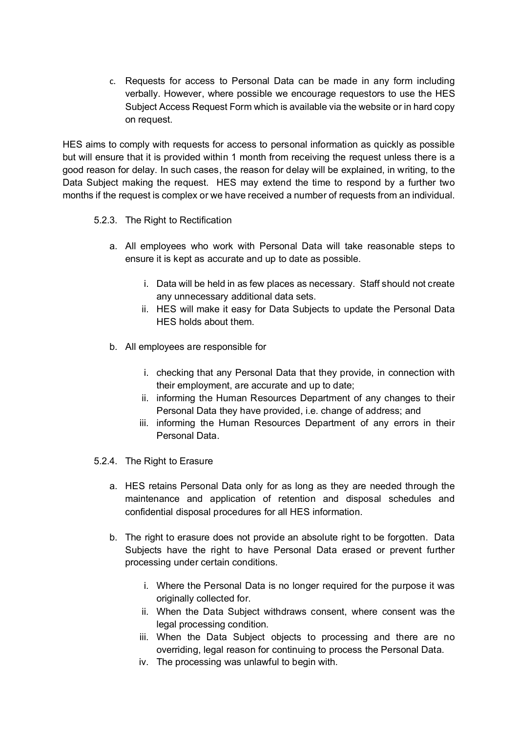c. Requests for access to Personal Data can be made in any form including verbally. However, where possible we encourage requestors to use the HES Subject Access Request Form which is available via the website or in hard copy on request.

HES aims to comply with requests for access to personal information as quickly as possible but will ensure that it is provided within 1 month from receiving the request unless there is a good reason for delay. In such cases, the reason for delay will be explained, in writing, to the Data Subject making the request. HES may extend the time to respond by a further two months if the request is complex or we have received a number of requests from an individual.

5.2.3. The Right to Rectification

a. All employees who work with Personal Data will take reasonable steps to ensure it is kept as accurate and up to date as possible.

   i. Data will be held in as few places as necessary. Staff should not create any unnecessary additional data sets.
   ii. HES will make it easy for Data Subjects to update the Personal Data HES holds about them.

b. All employees are responsible for

   i. checking that any Personal Data that they provide, in connection with their employment, are accurate and up to date;
   ii. informing the Human Resources Department of any changes to their Personal Data they have provided, i.e. change of address; and
   iii. informing the Human Resources Department of any errors in their Personal Data.

5.2.4. The Right to Erasure

a. HES retains Personal Data only for as long as they are needed through the maintenance and application of retention and disposal schedules and confidential disposal procedures for all HES information.

b. The right to erasure does not provide an absolute right to be forgotten. Data Subjects have the right to have Personal Data erased or prevent further processing under certain conditions.

   i. Where the Personal Data is no longer required for the purpose it was originally collected for.
   ii. When the Data Subject withdraws consent, where consent was the legal processing condition.
   iii. When the Data Subject objects to processing and there are no overriding, legal reason for continuing to process the Personal Data.
   iv. The processing was unlawful to begin with.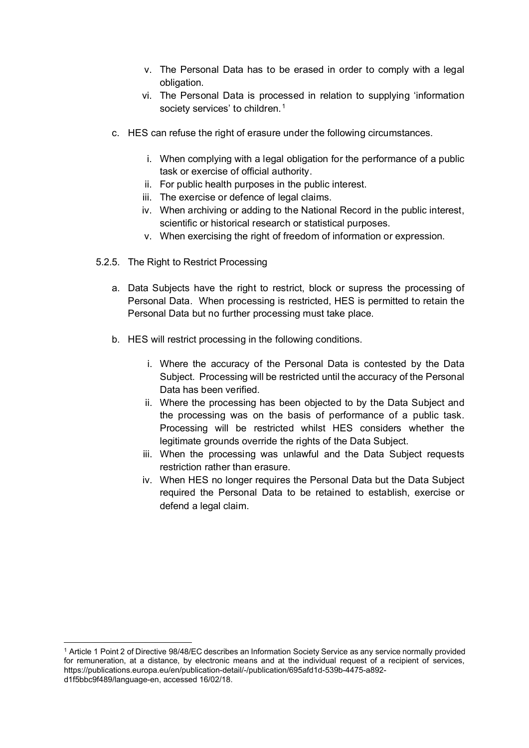v. The Personal Data has to be erased in order to comply with a legal obligation.
vi. The Personal Data is processed in relation to supplying 'information society services' to children.[1]

c. HES can refuse the right of erasure under the following circumstances.

i. When complying with a legal obligation for the performance of a public task or exercise of official authority.
ii. For public health purposes in the public interest.
iii. The exercise or defence of legal claims.
iv. When archiving or adding to the National Record in the public interest, scientific or historical research or statistical purposes.
v. When exercising the right of freedom of information or expression.

5.2.5. The Right to Restrict Processing

a. Data Subjects have the right to restrict, block or supress the processing of Personal Data. When processing is restricted, HES is permitted to retain the Personal Data but no further processing must take place.

b. HES will restrict processing in the following conditions.

i. Where the accuracy of the Personal Data is contested by the Data Subject. Processing will be restricted until the accuracy of the Personal Data has been verified.
ii. Where the processing has been objected to by the Data Subject and the processing was on the basis of performance of a public task. Processing will be restricted whilst HES considers whether the legitimate grounds override the rights of the Data Subject.
iii. When the processing was unlawful and the Data Subject requests restriction rather than erasure.
iv. When HES no longer requires the Personal Data but the Data Subject required the Personal Data to be retained to establish, exercise or defend a legal claim.

---

[1] Article 1 Point 2 of Directive 98/48/EC describes an Information Society Service as any service normally provided for remuneration, at a distance, by electronic means and at the individual request of a recipient of services, https://publications.europa.eu/en/publication-detail/-/publication/695afd1d-539b-4475-a892-d1f5bbc9f489/language-en, accessed 16/02/18.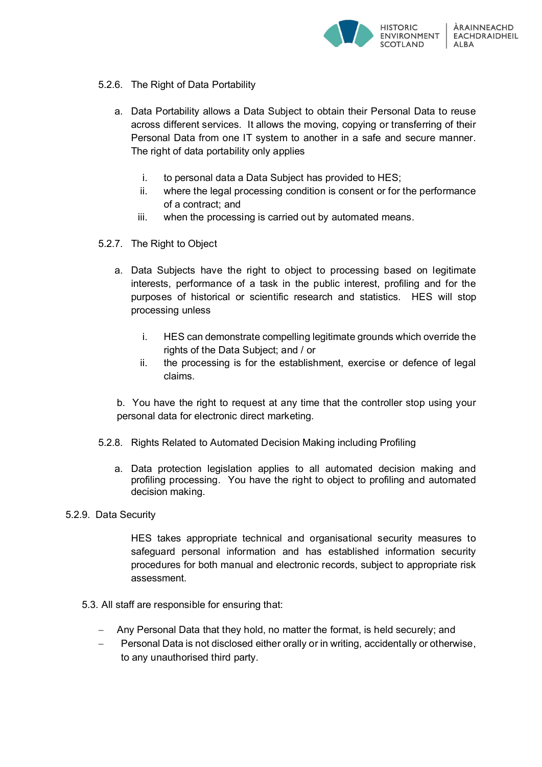5.2.6. The Right of Data Portability

a. Data Portability allows a Data Subject to obtain their Personal Data to reuse across different services. It allows the moving, copying or transferring of their Personal Data from one IT system to another in a safe and secure manner. The right of data portability only applies

   i. to personal data a Data Subject has provided to HES;
   ii. where the legal processing condition is consent or for the performance of a contract; and
   iii. when the processing is carried out by automated means.

5.2.7. The Right to Object

a. Data Subjects have the right to object to processing based on legitimate interests, performance of a task in the public interest, profiling and for the purposes of historical or scientific research and statistics. HES will stop processing unless

   i. HES can demonstrate compelling legitimate grounds which override the rights of the Data Subject; and / or
   ii. the processing is for the establishment, exercise or defence of legal claims.

b. You have the right to request at any time that the controller stop using your personal data for electronic direct marketing.

5.2.8. Rights Related to Automated Decision Making including Profiling

a. Data protection legislation applies to all automated decision making and profiling processing. You have the right to object to profiling and automated decision making.

5.2.9. Data Security

HES takes appropriate technical and organisational security measures to safeguard personal information and has established information security procedures for both manual and electronic records, subject to appropriate risk assessment.

5.3. All staff are responsible for ensuring that:

- Any Personal Data that they hold, no matter the format, is held securely; and
- Personal Data is not disclosed either orally or in writing, accidentally or otherwise, to any unauthorised third party.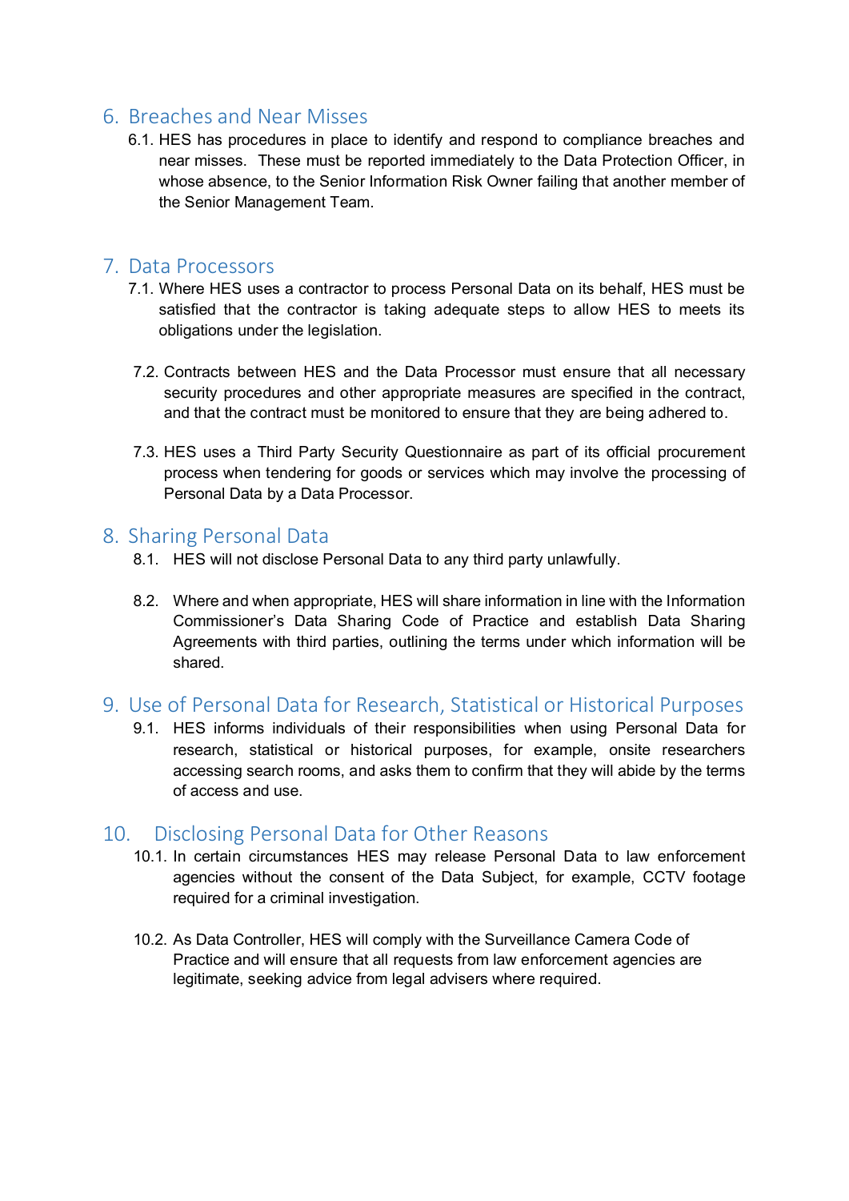## 6. Breaches and Near Misses

6.1. HES has procedures in place to identify and respond to compliance breaches and near misses. These must be reported immediately to the Data Protection Officer, in whose absence, to the Senior Information Risk Owner failing that another member of the Senior Management Team.

## 7. Data Processors

7.1. Where HES uses a contractor to process Personal Data on its behalf, HES must be satisfied that the contractor is taking adequate steps to allow HES to meets its obligations under the legislation.

7.2. Contracts between HES and the Data Processor must ensure that all necessary security procedures and other appropriate measures are specified in the contract, and that the contract must be monitored to ensure that they are being adhered to.

7.3. HES uses a Third Party Security Questionnaire as part of its official procurement process when tendering for goods or services which may involve the processing of Personal Data by a Data Processor.

## 8. Sharing Personal Data

8.1. HES will not disclose Personal Data to any third party unlawfully.

8.2. Where and when appropriate, HES will share information in line with the Information Commissioner's Data Sharing Code of Practice and establish Data Sharing Agreements with third parties, outlining the terms under which information will be shared.

## 9. Use of Personal Data for Research, Statistical or Historical Purposes

9.1. HES informs individuals of their responsibilities when using Personal Data for research, statistical or historical purposes, for example, onsite researchers accessing search rooms, and asks them to confirm that they will abide by the terms of access and use.

## 10. Disclosing Personal Data for Other Reasons

10.1. In certain circumstances HES may release Personal Data to law enforcement agencies without the consent of the Data Subject, for example, CCTV footage required for a criminal investigation.

10.2. As Data Controller, HES will comply with the Surveillance Camera Code of Practice and will ensure that all requests from law enforcement agencies are legitimate, seeking advice from legal advisers where required.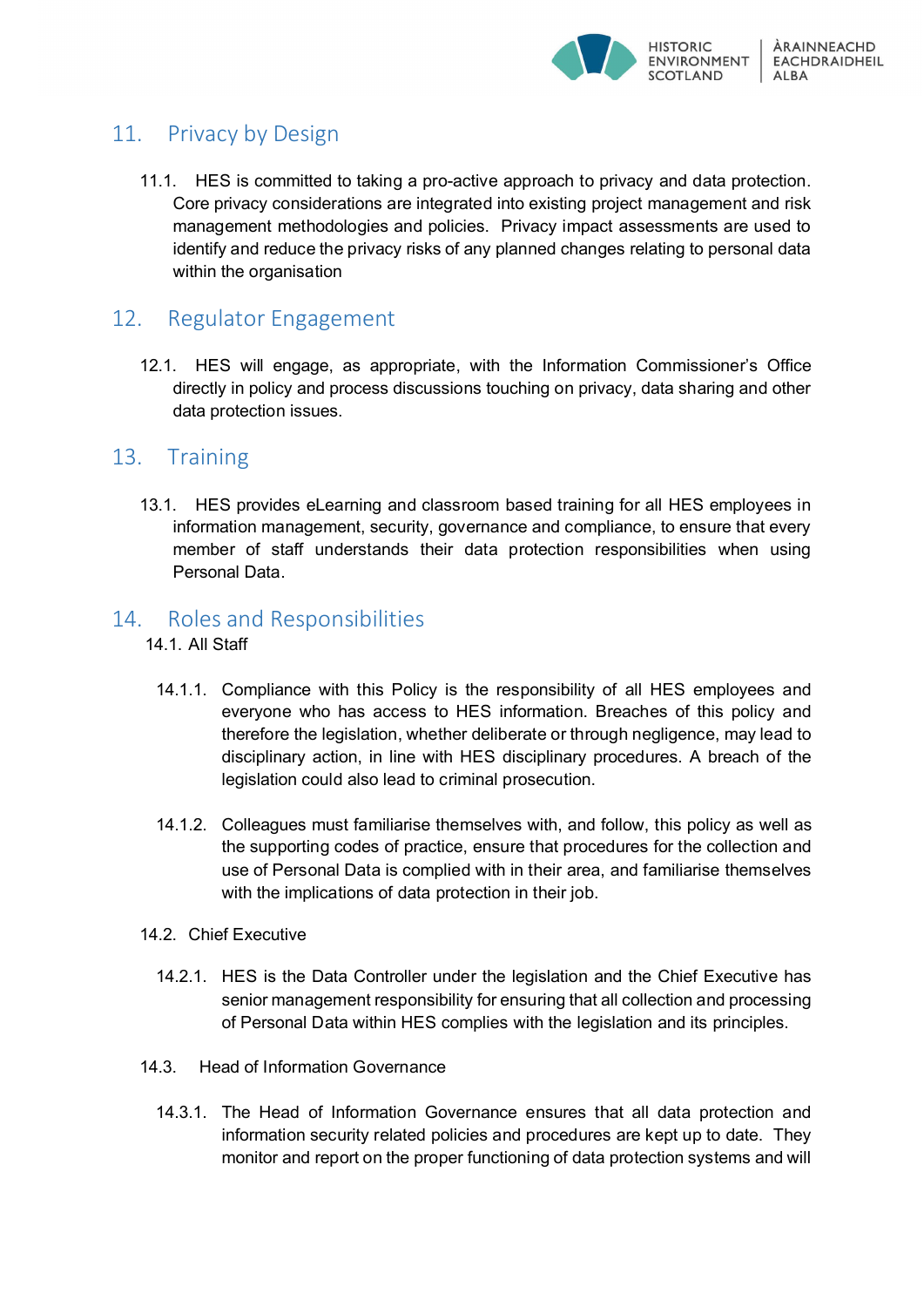## 11. Privacy by Design

11.1. HES is committed to taking a pro-active approach to privacy and data protection. Core privacy considerations are integrated into existing project management and risk management methodologies and policies. Privacy impact assessments are used to identify and reduce the privacy risks of any planned changes relating to personal data within the organisation

## 12. Regulator Engagement

12.1. HES will engage, as appropriate, with the Information Commissioner's Office directly in policy and process discussions touching on privacy, data sharing and other data protection issues.

## 13. Training

13.1. HES provides eLearning and classroom based training for all HES employees in information management, security, governance and compliance, to ensure that every member of staff understands their data protection responsibilities when using Personal Data.

## 14. Roles and Responsibilities

14.1. All Staff

14.1.1. Compliance with this Policy is the responsibility of all HES employees and everyone who has access to HES information. Breaches of this policy and therefore the legislation, whether deliberate or through negligence, may lead to disciplinary action, in line with HES disciplinary procedures. A breach of the legislation could also lead to criminal prosecution.

14.1.2. Colleagues must familiarise themselves with, and follow, this policy as well as the supporting codes of practice, ensure that procedures for the collection and use of Personal Data is complied with in their area, and familiarise themselves with the implications of data protection in their job.

14.2. Chief Executive

14.2.1. HES is the Data Controller under the legislation and the Chief Executive has senior management responsibility for ensuring that all collection and processing of Personal Data within HES complies with the legislation and its principles.

14.3. Head of Information Governance

14.3.1. The Head of Information Governance ensures that all data protection and information security related policies and procedures are kept up to date. They monitor and report on the proper functioning of data protection systems and will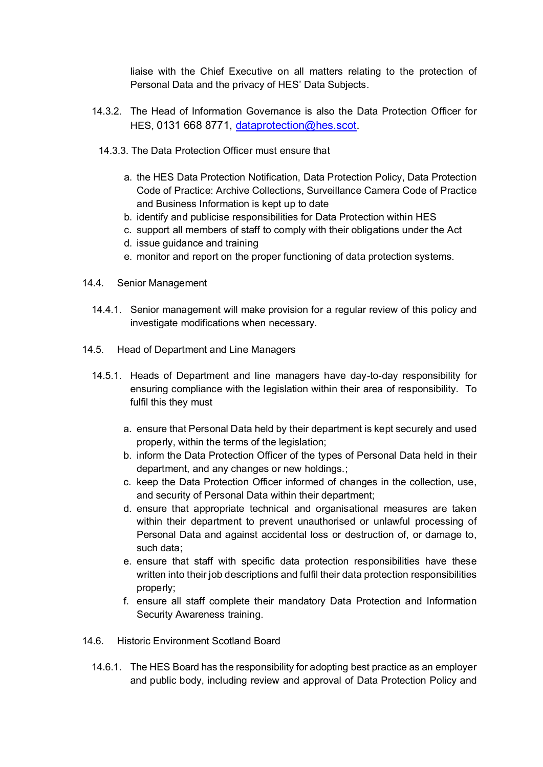liaise with the Chief Executive on all matters relating to the protection of Personal Data and the privacy of HES' Data Subjects.

14.3.2. The Head of Information Governance is also the Data Protection Officer for HES, 0131 668 8771, dataprotection@hes.scot.

14.3.3. The Data Protection Officer must ensure that

a. the HES Data Protection Notification, Data Protection Policy, Data Protection Code of Practice: Archive Collections, Surveillance Camera Code of Practice and Business Information is kept up to date
b. identify and publicise responsibilities for Data Protection within HES
c. support all members of staff to comply with their obligations under the Act
d. issue guidance and training
e. monitor and report on the proper functioning of data protection systems.

14.4. Senior Management

14.4.1. Senior management will make provision for a regular review of this policy and investigate modifications when necessary.

14.5. Head of Department and Line Managers

14.5.1. Heads of Department and line managers have day-to-day responsibility for ensuring compliance with the legislation within their area of responsibility. To fulfil this they must

a. ensure that Personal Data held by their department is kept securely and used properly, within the terms of the legislation;
b. inform the Data Protection Officer of the types of Personal Data held in their department, and any changes or new holdings.;
c. keep the Data Protection Officer informed of changes in the collection, use, and security of Personal Data within their department;
d. ensure that appropriate technical and organisational measures are taken within their department to prevent unauthorised or unlawful processing of Personal Data and against accidental loss or destruction of, or damage to, such data;
e. ensure that staff with specific data protection responsibilities have these written into their job descriptions and fulfil their data protection responsibilities properly;
f. ensure all staff complete their mandatory Data Protection and Information Security Awareness training.

14.6. Historic Environment Scotland Board

14.6.1. The HES Board has the responsibility for adopting best practice as an employer and public body, including review and approval of Data Protection Policy and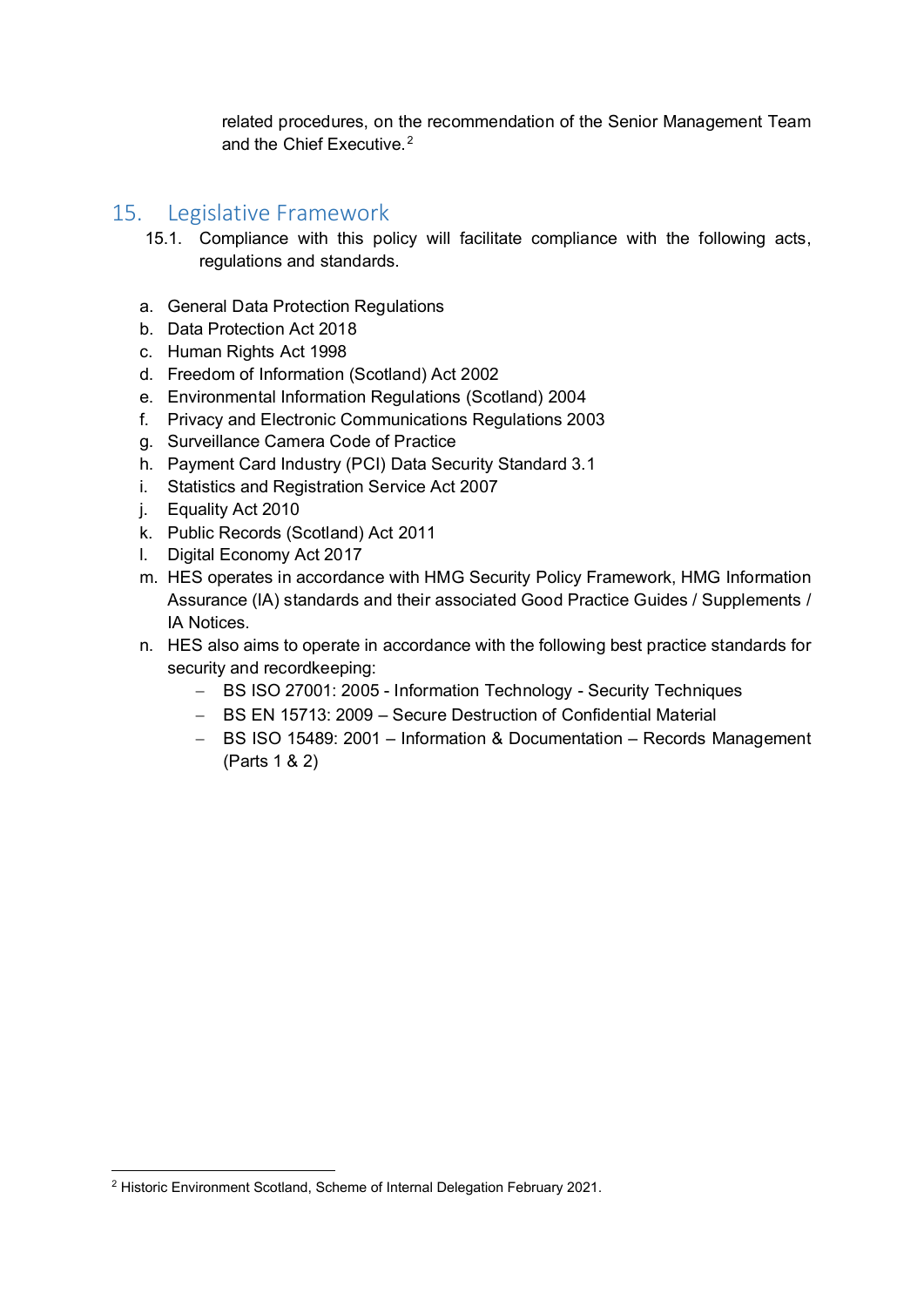related procedures, on the recommendation of the Senior Management Team and the Chief Executive.[2]

## 15. Legislative Framework

15.1. Compliance with this policy will facilitate compliance with the following acts, regulations and standards.

a. General Data Protection Regulations
b. Data Protection Act 2018
c. Human Rights Act 1998
d. Freedom of Information (Scotland) Act 2002
e. Environmental Information Regulations (Scotland) 2004
f. Privacy and Electronic Communications Regulations 2003
g. Surveillance Camera Code of Practice
h. Payment Card Industry (PCI) Data Security Standard 3.1
i. Statistics and Registration Service Act 2007
j. Equality Act 2010
k. Public Records (Scotland) Act 2011
l. Digital Economy Act 2017
m. HES operates in accordance with HMG Security Policy Framework, HMG Information Assurance (IA) standards and their associated Good Practice Guides / Supplements / IA Notices.
n. HES also aims to operate in accordance with the following best practice standards for security and recordkeeping:
   - BS ISO 27001: 2005 - Information Technology - Security Techniques
   - BS EN 15713: 2009 – Secure Destruction of Confidential Material
   - BS ISO 15489: 2001 – Information & Documentation – Records Management (Parts 1 & 2)

[2] Historic Environment Scotland, Scheme of Internal Delegation February 2021.